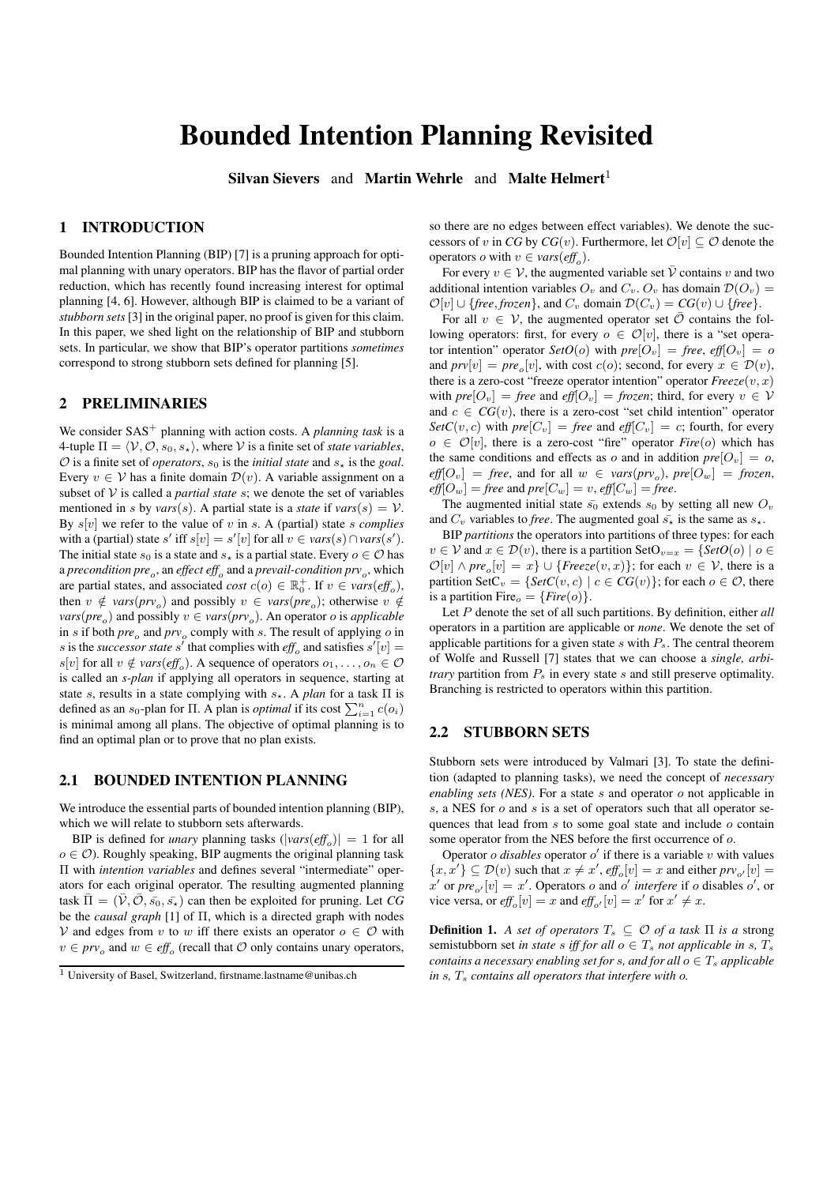# Bounded Intention Planning Revisited

**Silvan Sievers** and **Martin Wehrle** and **Malte Helmert**[1]

## 1 INTRODUCTION

Bounded Intention Planning (BIP) [7] is a pruning approach for optimal planning with unary operators. BIP has the flavor of partial order reduction, which has recently found increasing interest for optimal planning [4, 6]. However, although BIP is claimed to be a variant of *stubborn sets* [3] in the original paper, no proof is given for this claim. In this paper, we shed light on the relationship of BIP and stubborn sets. In particular, we show that BIP's operator partitions *sometimes* correspond to strong stubborn sets defined for planning [5].

## 2 PRELIMINARIES

We consider SAS$^+$ planning with action costs. A *planning task* is a 4-tuple $\Pi = \langle \mathcal{V}, \mathcal{O}, s_0, s_\star \rangle$, where $\mathcal{V}$ is a finite set of *state variables*, $\mathcal{O}$ is a finite set of *operators*, $s_0$ is the *initial state* and $s_\star$ is the *goal*. Every $v \in \mathcal{V}$ has a finite domain $\mathcal{D}(v)$. A variable assignment on a subset of $\mathcal{V}$ is called a *partial state s*; we denote the set of variables mentioned in $s$ by *vars*$(s)$. A partial state is a *state* if $vars(s) = \mathcal{V}$. By $s[v]$ we refer to the value of $v$ in $s$. A (partial) state $s$ *complies* with a (partial) state $s'$ iff $s[v] = s'[v]$ for all $v \in vars(s) \cap vars(s')$. The initial state $s_0$ is a state and $s_\star$ is a partial state. Every $o \in \mathcal{O}$ has a *precondition* $pre_o$, an *effect* $eff_o$ and a *prevail-condition* $prv_o$, which are partial states, and associated *cost* $c(o) \in \mathbb{R}_0^+$. If $v \in vars(eff_o)$, then $v \notin vars(prv_o)$ and possibly $v \in vars(pre_o)$; otherwise $v \notin vars(pre_o)$ and possibly $v \in vars(prv_o)$. An operator $o$ is *applicable* in $s$ if both $pre_o$ and $prv_o$ comply with $s$. The result of applying $o$ in $s$ is the *successor state* $s'$ that complies with $eff_o$ and satisfies $s'[v] = s[v]$ for all $v \notin vars(eff_o)$. A sequence of operators $o_1, \ldots, o_n \in \mathcal{O}$ is called an *s-plan* if applying all operators in sequence, starting at state $s$, results in a state complying with $s_\star$. A *plan* for a task $\Pi$ is defined as an $s_0$-plan for $\Pi$. A plan is *optimal* if its cost $\sum_{i=1}^{n} c(o_i)$ is minimal among all plans. The objective of optimal planning is to find an optimal plan or to prove that no plan exists.

### 2.1 BOUNDED INTENTION PLANNING

We introduce the essential parts of bounded intention planning (BIP), which we will relate to stubborn sets afterwards.

BIP is defined for *unary* planning tasks ($|vars(eff_o)| = 1$ for all $o \in \mathcal{O}$). Roughly speaking, BIP augments the original planning task $\Pi$ with *intention variables* and defines several "intermediate" operators for each original operator. The resulting augmented planning task $\bar{\Pi} = (\bar{\mathcal{V}}, \bar{\mathcal{O}}, \bar{s_0}, \bar{s_\star})$ can then be exploited for pruning. Let *CG* be the *causal graph* [1] of $\Pi$, which is a directed graph with nodes $\mathcal{V}$ and edges from $v$ to $w$ iff there exists an operator $o \in \mathcal{O}$ with $v \in prv_o$ and $w \in eff_o$ (recall that $\mathcal{O}$ only contains unary operators, so there are no edges between effect variables). We denote the successors of $v$ in *CG* by $CG(v)$. Furthermore, let $\mathcal{O}[v] \subseteq \mathcal{O}$ denote the operators $o$ with $v \in vars(eff_o)$.

For every $v \in \mathcal{V}$, the augmented variable set $\bar{\mathcal{V}}$ contains $v$ and two additional intention variables $O_v$ and $C_v$. $O_v$ has domain $\mathcal{D}(O_v) = \mathcal{O}[v] \cup \{free, frozen\}$, and $C_v$ domain $\mathcal{D}(C_v) = CG(v) \cup \{free\}$.

For all $v \in \mathcal{V}$, the augmented operator set $\bar{\mathcal{O}}$ contains the following operators: first, for every $o \in \mathcal{O}[v]$, there is a "set operator intention" operator $SetO(o)$ with $pre[O_v] = free$, $eff[O_v] = o$ and $prv[v] = pre_o[v]$, with cost $c(o)$; second, for every $x \in \mathcal{D}(v)$, there is a zero-cost "freeze operator intention" operator $Freeze(v, x)$ with $pre[O_v] = free$ and $eff[O_v] = frozen$; third, for every $v \in \mathcal{V}$ and $c \in CG(v)$, there is a zero-cost "set child intention" operator $SetC(v, c)$ with $pre[C_v] = free$ and $eff[C_v] = c$; fourth, for every $o \in \mathcal{O}[v]$, there is a zero-cost "fire" operator $Fire(o)$ which has the same conditions and effects as $o$ and in addition $pre[O_v] = o$, $eff[O_v] = free$, and for all $w \in vars(prv_o)$, $pre[O_w] = frozen$, $eff[O_w] = free$ and $pre[C_w] = v$, $eff[C_w] = free$.

The augmented initial state $\bar{s_0}$ extends $s_0$ by setting all new $O_v$ and $C_v$ variables to *free*. The augmented goal $\bar{s_\star}$ is the same as $s_\star$.

BIP *partitions* the operators into partitions of three types: for each $v \in \mathcal{V}$ and $x \in \mathcal{D}(v)$, there is a partition $\mathrm{SetO}_{v=x} = \{SetO(o) \mid o \in \mathcal{O}[v] \wedge pre_o[v] = x\} \cup \{Freeze(v, x)\}$; for each $v \in \mathcal{V}$, there is a partition $\mathrm{SetC}_v = \{SetC(v, c) \mid c \in CG(v)\}$; for each $o \in \mathcal{O}$, there is a partition $\mathrm{Fire}_o = \{Fire(o)\}$.

Let $P$ denote the set of all such partitions. By definition, either *all* operators in a partition are applicable or *none*. We denote the set of applicable partitions for a given state $s$ with $P_s$. The central theorem of Wolfe and Russell [7] states that we can choose a *single, arbitrary* partition from $P_s$ in every state $s$ and still preserve optimality. Branching is restricted to operators within this partition.

### 2.2 STUBBORN SETS

Stubborn sets were introduced by Valmari [3]. To state the definition (adapted to planning tasks), we need the concept of *necessary enabling sets (NES)*. For a state $s$ and operator $o$ not applicable in $s$, a NES for $o$ and $s$ is a set of operators such that all operator sequences that lead from $s$ to some goal state and include $o$ contain some operator from the NES before the first occurrence of $o$.

Operator $o$ *disables* operator $o'$ if there is a variable $v$ with values $\{x, x'\} \subseteq \mathcal{D}(v)$ such that $x \neq x'$, $eff_o[v] = x$ and either $prv_{o'}[v] = x'$ or $pre_{o'}[v] = x'$. Operators $o$ and $o'$ *interfere* if $o$ disables $o'$, or vice versa, or $eff_o[v] = x$ and $eff_{o'}[v] = x'$ for $x' \neq x$.

**Definition 1.** *A set of operators $T_s \subseteq \mathcal{O}$ of a task $\Pi$ is a* strong semistubborn set *in state $s$ iff for all $o \in T_s$ not applicable in $s$, $T_s$ contains a necessary enabling set for $s$, and for all $o \in T_s$ applicable in $s$, $T_s$ contains all operators that interfere with $o$.*

[1] University of Basel, Switzerland, firstname.lastname@unibas.ch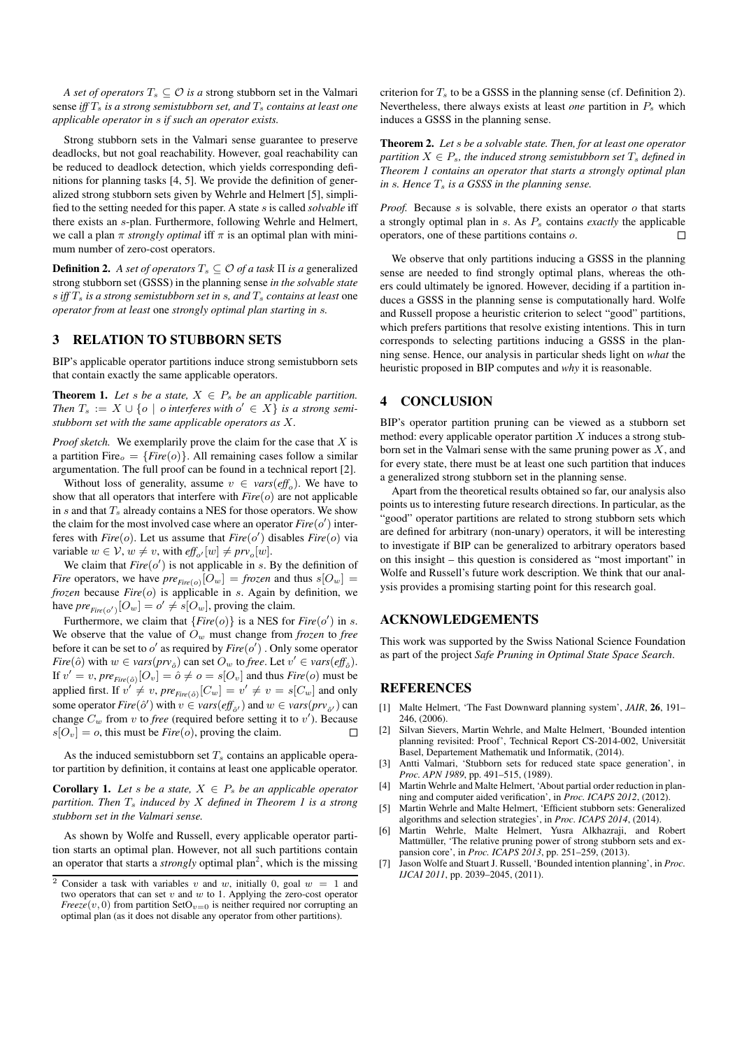*A set of operators $T_s \subseteq \mathcal{O}$ is a* strong stubborn set in the Valmari sense *iff $T_s$ is a strong semistubborn set, and $T_s$ contains at least one applicable operator in $s$ if such an operator exists.*

Strong stubborn sets in the Valmari sense guarantee to preserve deadlocks, but not goal reachability. However, goal reachability can be reduced to deadlock detection, which yields corresponding definitions for planning tasks [4, 5]. We provide the definition of generalized strong stubborn sets given by Wehrle and Helmert [5], simplified to the setting needed for this paper. A state $s$ is called *solvable* iff there exists an $s$-plan. Furthermore, following Wehrle and Helmert, we call a plan $\pi$ *strongly optimal* iff $\pi$ is an optimal plan with minimum number of zero-cost operators.

**Definition 2.** *A set of operators $T_s \subseteq \mathcal{O}$ of a task $\Pi$ is a* generalized strong stubborn set (GSSS) in the planning sense *in the solvable state $s$ iff $T_s$ is a strong semistubborn set in s, and $T_s$ contains at least* one *operator from at least* one *strongly optimal plan starting in $s$.*

## 3 RELATION TO STUBBORN SETS

BIP's applicable operator partitions induce strong semistubborn sets that contain exactly the same applicable operators.

**Theorem 1.** *Let $s$ be a state, $X \in P_s$ be an applicable partition. Then $T_s := X \cup \{o \mid o \text{ interferes with } o' \in X\}$ is a strong semistubborn set with the same applicable operators as $X$.*

*Proof sketch.* We exemplarily prove the claim for the case that $X$ is a partition $\text{Fire}_o = \{\textit{Fire}(o)\}$. All remaining cases follow a similar argumentation. The full proof can be found in a technical report [2].

Without loss of generality, assume $v \in \textit{vars}(\textit{eff}_o)$. We have to show that all operators that interfere with $\textit{Fire}(o)$ are not applicable in $s$ and that $T_s$ already contains a NES for those operators. We show the claim for the most involved case where an operator $\textit{Fire}(o')$ interferes with $\textit{Fire}(o)$. Let us assume that $\textit{Fire}(o')$ disables $\textit{Fire}(o)$ via variable $w \in \mathcal{V}$, $w \neq v$, with $\textit{eff}_{o'}[w] \neq \textit{prv}_o[w]$.

We claim that $\textit{Fire}(o')$ is not applicable in $s$. By the definition of *Fire* operators, we have $\textit{pre}_{\textit{Fire}(o)}[O_w] = \textit{frozen}$ and thus $s[O_w] = \textit{frozen}$ because $\textit{Fire}(o)$ is applicable in $s$. Again by definition, we have $\textit{pre}_{\textit{Fire}(o')}[O_w] = o' \neq s[O_w]$, proving the claim.

Furthermore, we claim that $\{\textit{Fire}(o)\}$ is a NES for $\textit{Fire}(o')$ in $s$. We observe that the value of $O_w$ must change from *frozen* to *free* before it can be set to $o'$ as required by $\textit{Fire}(o')$ . Only some operator $\textit{Fire}(\hat{o})$ with $w \in \textit{vars}(\textit{prv}_{\hat{o}})$ can set $O_w$ to *free*. Let $v' \in \textit{vars}(\textit{eff}_{\hat{o}})$. If $v' = v$, $\textit{pre}_{\textit{Fire}(\hat{o})}[O_v] = \hat{o} \neq o = s[O_v]$ and thus $\textit{Fire}(o)$ must be applied first. If $v' \neq v$, $\textit{pre}_{\textit{Fire}(\hat{o})}[C_w] = v' \neq v = s[C_w]$ and only some operator $\textit{Fire}(\hat{o}')$ with $v \in \textit{vars}(\textit{eff}_{\hat{o}'})$ and $w \in \textit{vars}(\textit{prv}_{\hat{o}'})$ can change $C_w$ from $v$ to *free* (required before setting it to $v'$). Because $s[O_v] = o$, this must be $\textit{Fire}(o)$, proving the claim. □

As the induced semistubborn set $T_s$ contains an applicable operator partition by definition, it contains at least one applicable operator.

**Corollary 1.** *Let $s$ be a state, $X \in P_s$ be an applicable operator partition. Then $T_s$ induced by $X$ defined in Theorem 1 is a strong stubborn set in the Valmari sense.*

As shown by Wolfe and Russell, every applicable operator partition starts an optimal plan. However, not all such partitions contain an operator that starts a *strongly* optimal plan[2], which is the missing criterion for $T_s$ to be a GSSS in the planning sense (cf. Definition 2). Nevertheless, there always exists at least *one* partition in $P_s$ which induces a GSSS in the planning sense.

**Theorem 2.** *Let $s$ be a solvable state. Then, for at least one operator partition $X \in P_s$, the induced strong semistubborn set $T_s$ defined in Theorem 1 contains an operator that starts a strongly optimal plan in $s$. Hence $T_s$ is a GSSS in the planning sense.*

*Proof.* Because $s$ is solvable, there exists an operator $o$ that starts a strongly optimal plan in $s$. As $P_s$ contains *exactly* the applicable operators, one of these partitions contains $o$. □

We observe that only partitions inducing a GSSS in the planning sense are needed to find strongly optimal plans, whereas the others could ultimately be ignored. However, deciding if a partition induces a GSSS in the planning sense is computationally hard. Wolfe and Russell propose a heuristic criterion to select "good" partitions, which prefers partitions that resolve existing intentions. This in turn corresponds to selecting partitions inducing a GSSS in the planning sense. Hence, our analysis in particular sheds light on *what* the heuristic proposed in BIP computes and *why* it is reasonable.

## 4 CONCLUSION

BIP's operator partition pruning can be viewed as a stubborn set method: every applicable operator partition $X$ induces a strong stubborn set in the Valmari sense with the same pruning power as $X$, and for every state, there must be at least one such partition that induces a generalized strong stubborn set in the planning sense.

Apart from the theoretical results obtained so far, our analysis also points us to interesting future research directions. In particular, as the "good" operator partitions are related to strong stubborn sets which are defined for arbitrary (non-unary) operators, it will be interesting to investigate if BIP can be generalized to arbitrary operators based on this insight – this question is considered as "most important" in Wolfe and Russell's future work description. We think that our analysis provides a promising starting point for this research goal.

## ACKNOWLEDGEMENTS

This work was supported by the Swiss National Science Foundation as part of the project *Safe Pruning in Optimal State Space Search*.

## REFERENCES

[1] Malte Helmert, 'The Fast Downward planning system', *JAIR*, **26**, 191–246, (2006).

[2] Silvan Sievers, Martin Wehrle, and Malte Helmert, 'Bounded intention planning revisited: Proof', Technical Report CS-2014-002, Universität Basel, Departement Mathematik und Informatik, (2014).

[3] Antti Valmari, 'Stubborn sets for reduced state space generation', in *Proc. APN 1989*, pp. 491–515, (1989).

[4] Martin Wehrle and Malte Helmert, 'About partial order reduction in planning and computer aided verification', in *Proc. ICAPS 2012*, (2012).

[5] Martin Wehrle and Malte Helmert, 'Efficient stubborn sets: Generalized algorithms and selection strategies', in *Proc. ICAPS 2014*, (2014).

[6] Martin Wehrle, Malte Helmert, Yusra Alkhazraji, and Robert Mattmüller, 'The relative pruning power of strong stubborn sets and expansion core', in *Proc. ICAPS 2013*, pp. 251–259, (2013).

[7] Jason Wolfe and Stuart J. Russell, 'Bounded intention planning', in *Proc. IJCAI 2011*, pp. 2039–2045, (2011).

---

[2] Consider a task with variables $v$ and $w$, initially 0, goal $w = 1$ and two operators that can set $v$ and $w$ to 1. Applying the zero-cost operator $\textit{Freeze}(v, 0)$ from partition $\text{SetO}_{v=0}$ is neither required nor corrupting an optimal plan (as it does not disable any operator from other partitions).